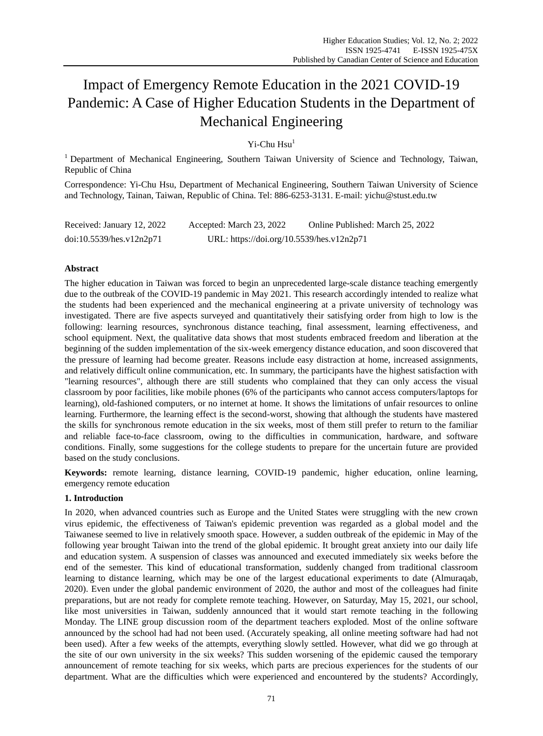# Impact of Emergency Remote Education in the 2021 COVID-19 Pandemic: A Case of Higher Education Students in the Department of Mechanical Engineering

Yi-Chu Hsu[1]

[1] Department of Mechanical Engineering, Southern Taiwan University of Science and Technology, Taiwan, Republic of China

Correspondence: Yi-Chu Hsu, Department of Mechanical Engineering, Southern Taiwan University of Science and Technology, Tainan, Taiwan, Republic of China. Tel: 886-6253-3131. E-mail: yichu@stust.edu.tw

Received: January 12, 2022 Accepted: March 23, 2022 Online Published: March 25, 2022

doi:10.5539/hes.v12n2p71 URL: https://doi.org/10.5539/hes.v12n2p71

## Abstract

The higher education in Taiwan was forced to begin an unprecedented large-scale distance teaching emergently due to the outbreak of the COVID-19 pandemic in May 2021. This research accordingly intended to realize what the students had been experienced and the mechanical engineering at a private university of technology was investigated. There are five aspects surveyed and quantitatively their satisfying order from high to low is the following: learning resources, synchronous distance teaching, final assessment, learning effectiveness, and school equipment. Next, the qualitative data shows that most students embraced freedom and liberation at the beginning of the sudden implementation of the six-week emergency distance education, and soon discovered that the pressure of learning had become greater. Reasons include easy distraction at home, increased assignments, and relatively difficult online communication, etc. In summary, the participants have the highest satisfaction with "learning resources", although there are still students who complained that they can only access the visual classroom by poor facilities, like mobile phones (6% of the participants who cannot access computers/laptops for learning), old-fashioned computers, or no internet at home. It shows the limitations of unfair resources to online learning. Furthermore, the learning effect is the second-worst, showing that although the students have mastered the skills for synchronous remote education in the six weeks, most of them still prefer to return to the familiar and reliable face-to-face classroom, owing to the difficulties in communication, hardware, and software conditions. Finally, some suggestions for the college students to prepare for the uncertain future are provided based on the study conclusions.

**Keywords:** remote learning, distance learning, COVID-19 pandemic, higher education, online learning, emergency remote education

## 1. Introduction

In 2020, when advanced countries such as Europe and the United States were struggling with the new crown virus epidemic, the effectiveness of Taiwan's epidemic prevention was regarded as a global model and the Taiwanese seemed to live in relatively smooth space. However, a sudden outbreak of the epidemic in May of the following year brought Taiwan into the trend of the global epidemic. It brought great anxiety into our daily life and education system. A suspension of classes was announced and executed immediately six weeks before the end of the semester. This kind of educational transformation, suddenly changed from traditional classroom learning to distance learning, which may be one of the largest educational experiments to date (Almuraqab, 2020). Even under the global pandemic environment of 2020, the author and most of the colleagues had finite preparations, but are not ready for complete remote teaching. However, on Saturday, May 15, 2021, our school, like most universities in Taiwan, suddenly announced that it would start remote teaching in the following Monday. The LINE group discussion room of the department teachers exploded. Most of the online software announced by the school had had not been used. (Accurately speaking, all online meeting software had had not been used). After a few weeks of the attempts, everything slowly settled. However, what did we go through at the site of our own university in the six weeks? This sudden worsening of the epidemic caused the temporary announcement of remote teaching for six weeks, which parts are precious experiences for the students of our department. What are the difficulties which were experienced and encountered by the students? Accordingly,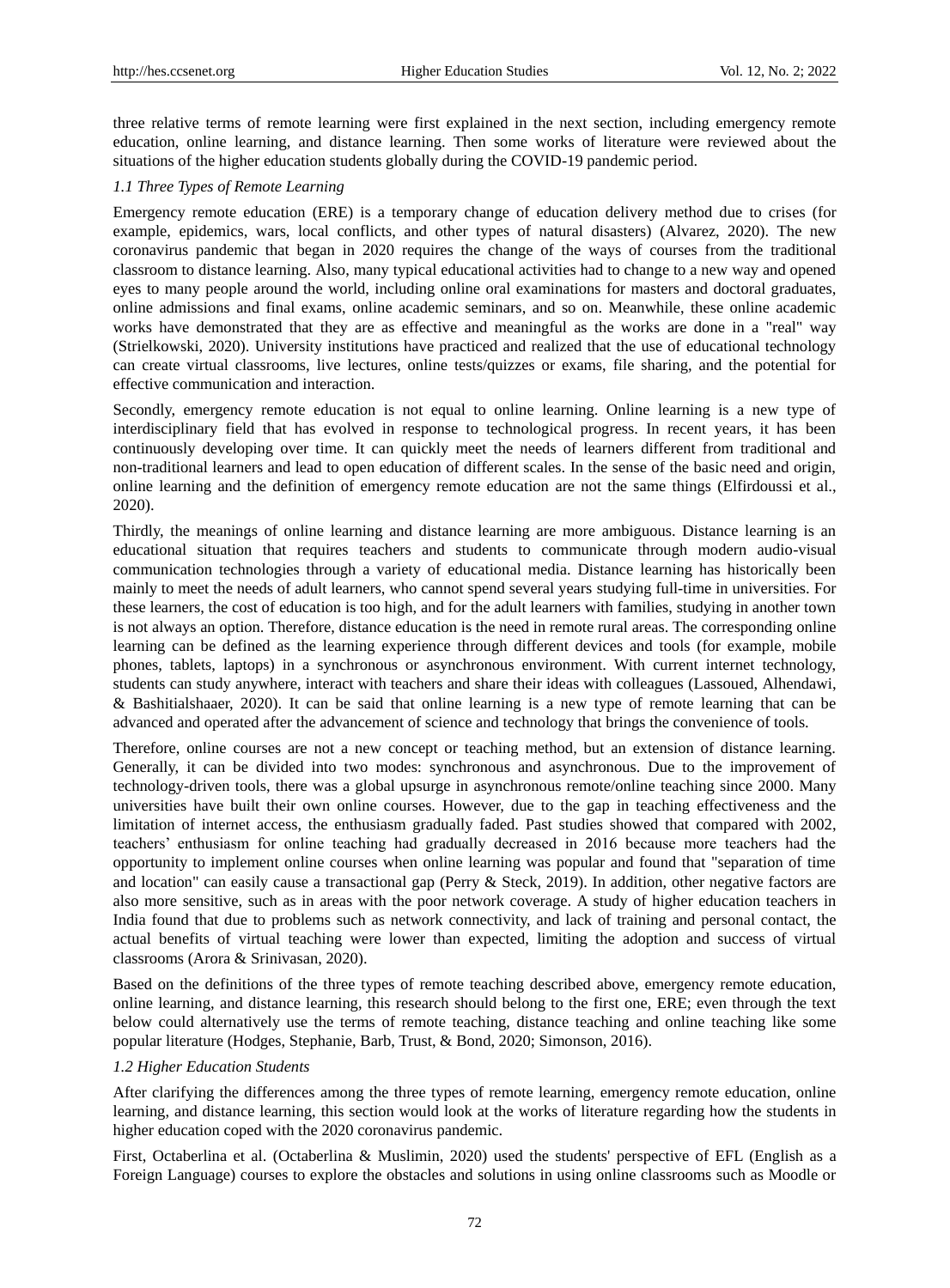three relative terms of remote learning were first explained in the next section, including emergency remote education, online learning, and distance learning. Then some works of literature were reviewed about the situations of the higher education students globally during the COVID-19 pandemic period.

### *1.1 Three Types of Remote Learning*

Emergency remote education (ERE) is a temporary change of education delivery method due to crises (for example, epidemics, wars, local conflicts, and other types of natural disasters) (Alvarez, 2020). The new coronavirus pandemic that began in 2020 requires the change of the ways of courses from the traditional classroom to distance learning. Also, many typical educational activities had to change to a new way and opened eyes to many people around the world, including online oral examinations for masters and doctoral graduates, online admissions and final exams, online academic seminars, and so on. Meanwhile, these online academic works have demonstrated that they are as effective and meaningful as the works are done in a "real" way (Strielkowski, 2020). University institutions have practiced and realized that the use of educational technology can create virtual classrooms, live lectures, online tests/quizzes or exams, file sharing, and the potential for effective communication and interaction.

Secondly, emergency remote education is not equal to online learning. Online learning is a new type of interdisciplinary field that has evolved in response to technological progress. In recent years, it has been continuously developing over time. It can quickly meet the needs of learners different from traditional and non-traditional learners and lead to open education of different scales. In the sense of the basic need and origin, online learning and the definition of emergency remote education are not the same things (Elfirdoussi et al., 2020).

Thirdly, the meanings of online learning and distance learning are more ambiguous. Distance learning is an educational situation that requires teachers and students to communicate through modern audio-visual communication technologies through a variety of educational media. Distance learning has historically been mainly to meet the needs of adult learners, who cannot spend several years studying full-time in universities. For these learners, the cost of education is too high, and for the adult learners with families, studying in another town is not always an option. Therefore, distance education is the need in remote rural areas. The corresponding online learning can be defined as the learning experience through different devices and tools (for example, mobile phones, tablets, laptops) in a synchronous or asynchronous environment. With current internet technology, students can study anywhere, interact with teachers and share their ideas with colleagues (Lassoued, Alhendawi, & Bashitialshaaer, 2020). It can be said that online learning is a new type of remote learning that can be advanced and operated after the advancement of science and technology that brings the convenience of tools.

Therefore, online courses are not a new concept or teaching method, but an extension of distance learning. Generally, it can be divided into two modes: synchronous and asynchronous. Due to the improvement of technology-driven tools, there was a global upsurge in asynchronous remote/online teaching since 2000. Many universities have built their own online courses. However, due to the gap in teaching effectiveness and the limitation of internet access, the enthusiasm gradually faded. Past studies showed that compared with 2002, teachers' enthusiasm for online teaching had gradually decreased in 2016 because more teachers had the opportunity to implement online courses when online learning was popular and found that "separation of time and location" can easily cause a transactional gap (Perry & Steck, 2019). In addition, other negative factors are also more sensitive, such as in areas with the poor network coverage. A study of higher education teachers in India found that due to problems such as network connectivity, and lack of training and personal contact, the actual benefits of virtual teaching were lower than expected, limiting the adoption and success of virtual classrooms (Arora & Srinivasan, 2020).

Based on the definitions of the three types of remote teaching described above, emergency remote education, online learning, and distance learning, this research should belong to the first one, ERE; even through the text below could alternatively use the terms of remote teaching, distance teaching and online teaching like some popular literature (Hodges, Stephanie, Barb, Trust, & Bond, 2020; Simonson, 2016).

### *1.2 Higher Education Students*

After clarifying the differences among the three types of remote learning, emergency remote education, online learning, and distance learning, this section would look at the works of literature regarding how the students in higher education coped with the 2020 coronavirus pandemic.

First, Octaberlina et al. (Octaberlina & Muslimin, 2020) used the students' perspective of EFL (English as a Foreign Language) courses to explore the obstacles and solutions in using online classrooms such as Moodle or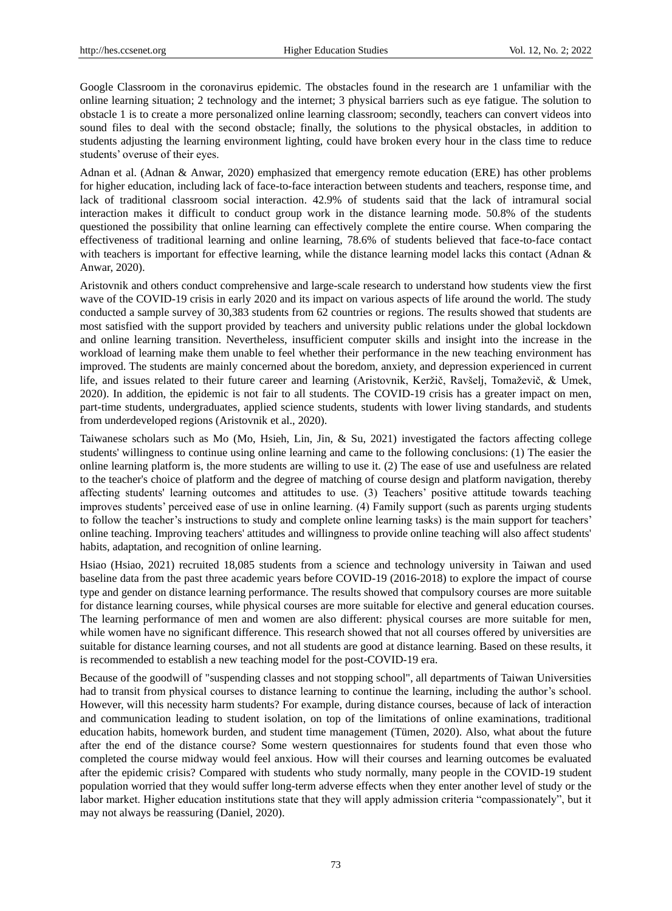Google Classroom in the coronavirus epidemic. The obstacles found in the research are 1 unfamiliar with the online learning situation; 2 technology and the internet; 3 physical barriers such as eye fatigue. The solution to obstacle 1 is to create a more personalized online learning classroom; secondly, teachers can convert videos into sound files to deal with the second obstacle; finally, the solutions to the physical obstacles, in addition to students adjusting the learning environment lighting, could have broken every hour in the class time to reduce students' overuse of their eyes.

Adnan et al. (Adnan & Anwar, 2020) emphasized that emergency remote education (ERE) has other problems for higher education, including lack of face-to-face interaction between students and teachers, response time, and lack of traditional classroom social interaction. 42.9% of students said that the lack of intramural social interaction makes it difficult to conduct group work in the distance learning mode. 50.8% of the students questioned the possibility that online learning can effectively complete the entire course. When comparing the effectiveness of traditional learning and online learning, 78.6% of students believed that face-to-face contact with teachers is important for effective learning, while the distance learning model lacks this contact (Adnan & Anwar, 2020).

Aristovnik and others conduct comprehensive and large-scale research to understand how students view the first wave of the COVID-19 crisis in early 2020 and its impact on various aspects of life around the world. The study conducted a sample survey of 30,383 students from 62 countries or regions. The results showed that students are most satisfied with the support provided by teachers and university public relations under the global lockdown and online learning transition. Nevertheless, insufficient computer skills and insight into the increase in the workload of learning make them unable to feel whether their performance in the new teaching environment has improved. The students are mainly concerned about the boredom, anxiety, and depression experienced in current life, and issues related to their future career and learning (Aristovnik, Keržič, Ravšelj, Tomaževič, & Umek, 2020). In addition, the epidemic is not fair to all students. The COVID-19 crisis has a greater impact on men, part-time students, undergraduates, applied science students, students with lower living standards, and students from underdeveloped regions (Aristovnik et al., 2020).

Taiwanese scholars such as Mo (Mo, Hsieh, Lin, Jin, & Su, 2021) investigated the factors affecting college students' willingness to continue using online learning and came to the following conclusions: (1) The easier the online learning platform is, the more students are willing to use it. (2) The ease of use and usefulness are related to the teacher's choice of platform and the degree of matching of course design and platform navigation, thereby affecting students' learning outcomes and attitudes to use. (3) Teachers' positive attitude towards teaching improves students' perceived ease of use in online learning. (4) Family support (such as parents urging students to follow the teacher's instructions to study and complete online learning tasks) is the main support for teachers' online teaching. Improving teachers' attitudes and willingness to provide online teaching will also affect students' habits, adaptation, and recognition of online learning.

Hsiao (Hsiao, 2021) recruited 18,085 students from a science and technology university in Taiwan and used baseline data from the past three academic years before COVID-19 (2016-2018) to explore the impact of course type and gender on distance learning performance. The results showed that compulsory courses are more suitable for distance learning courses, while physical courses are more suitable for elective and general education courses. The learning performance of men and women are also different: physical courses are more suitable for men, while women have no significant difference. This research showed that not all courses offered by universities are suitable for distance learning courses, and not all students are good at distance learning. Based on these results, it is recommended to establish a new teaching model for the post-COVID-19 era.

Because of the goodwill of "suspending classes and not stopping school", all departments of Taiwan Universities had to transit from physical courses to distance learning to continue the learning, including the author's school. However, will this necessity harm students? For example, during distance courses, because of lack of interaction and communication leading to student isolation, on top of the limitations of online examinations, traditional education habits, homework burden, and student time management (Tümen, 2020). Also, what about the future after the end of the distance course? Some western questionnaires for students found that even those who completed the course midway would feel anxious. How will their courses and learning outcomes be evaluated after the epidemic crisis? Compared with students who study normally, many people in the COVID-19 student population worried that they would suffer long-term adverse effects when they enter another level of study or the labor market. Higher education institutions state that they will apply admission criteria "compassionately", but it may not always be reassuring (Daniel, 2020).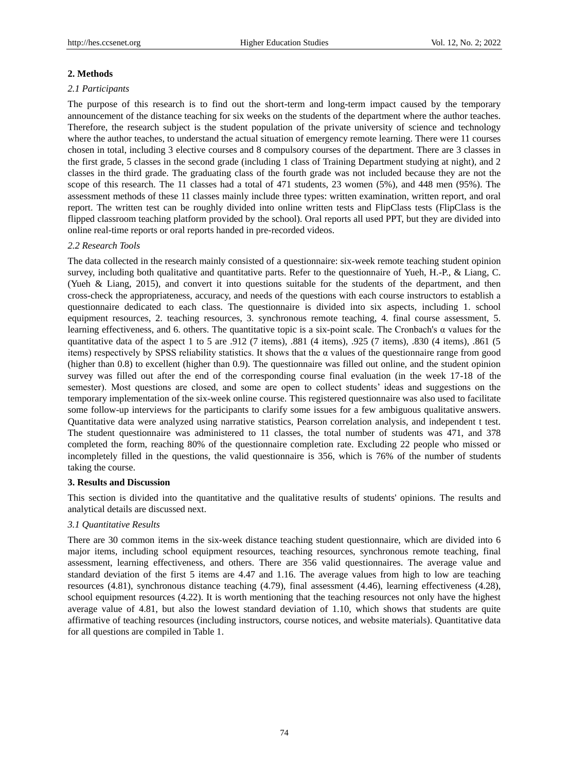## 2. Methods

### *2.1 Participants*

The purpose of this research is to find out the short-term and long-term impact caused by the temporary announcement of the distance teaching for six weeks on the students of the department where the author teaches. Therefore, the research subject is the student population of the private university of science and technology where the author teaches, to understand the actual situation of emergency remote learning. There were 11 courses chosen in total, including 3 elective courses and 8 compulsory courses of the department. There are 3 classes in the first grade, 5 classes in the second grade (including 1 class of Training Department studying at night), and 2 classes in the third grade. The graduating class of the fourth grade was not included because they are not the scope of this research. The 11 classes had a total of 471 students, 23 women (5%), and 448 men (95%). The assessment methods of these 11 classes mainly include three types: written examination, written report, and oral report. The written test can be roughly divided into online written tests and FlipClass tests (FlipClass is the flipped classroom teaching platform provided by the school). Oral reports all used PPT, but they are divided into online real-time reports or oral reports handed in pre-recorded videos.

### *2.2 Research Tools*

The data collected in the research mainly consisted of a questionnaire: six-week remote teaching student opinion survey, including both qualitative and quantitative parts. Refer to the questionnaire of Yueh, H.-P., & Liang, C. (Yueh & Liang, 2015), and convert it into questions suitable for the students of the department, and then cross-check the appropriateness, accuracy, and needs of the questions with each course instructors to establish a questionnaire dedicated to each class. The questionnaire is divided into six aspects, including 1. school equipment resources, 2. teaching resources, 3. synchronous remote teaching, 4. final course assessment, 5. learning effectiveness, and 6. others. The quantitative topic is a six-point scale. The Cronbach's α values for the quantitative data of the aspect 1 to 5 are .912 (7 items), .881 (4 items), .925 (7 items), .830 (4 items), .861 (5 items) respectively by SPSS reliability statistics. It shows that the α values of the questionnaire range from good (higher than 0.8) to excellent (higher than 0.9). The questionnaire was filled out online, and the student opinion survey was filled out after the end of the corresponding course final evaluation (in the week 17-18 of the semester). Most questions are closed, and some are open to collect students' ideas and suggestions on the temporary implementation of the six-week online course. This registered questionnaire was also used to facilitate some follow-up interviews for the participants to clarify some issues for a few ambiguous qualitative answers. Quantitative data were analyzed using narrative statistics, Pearson correlation analysis, and independent t test. The student questionnaire was administered to 11 classes, the total number of students was 471, and 378 completed the form, reaching 80% of the questionnaire completion rate. Excluding 22 people who missed or incompletely filled in the questions, the valid questionnaire is 356, which is 76% of the number of students taking the course.

## 3. Results and Discussion

This section is divided into the quantitative and the qualitative results of students' opinions. The results and analytical details are discussed next.

### *3.1 Quantitative Results*

There are 30 common items in the six-week distance teaching student questionnaire, which are divided into 6 major items, including school equipment resources, teaching resources, synchronous remote teaching, final assessment, learning effectiveness, and others. There are 356 valid questionnaires. The average value and standard deviation of the first 5 items are 4.47 and 1.16. The average values from high to low are teaching resources (4.81), synchronous distance teaching (4.79), final assessment (4.46), learning effectiveness (4.28), school equipment resources (4.22). It is worth mentioning that the teaching resources not only have the highest average value of 4.81, but also the lowest standard deviation of 1.10, which shows that students are quite affirmative of teaching resources (including instructors, course notices, and website materials). Quantitative data for all questions are compiled in Table 1.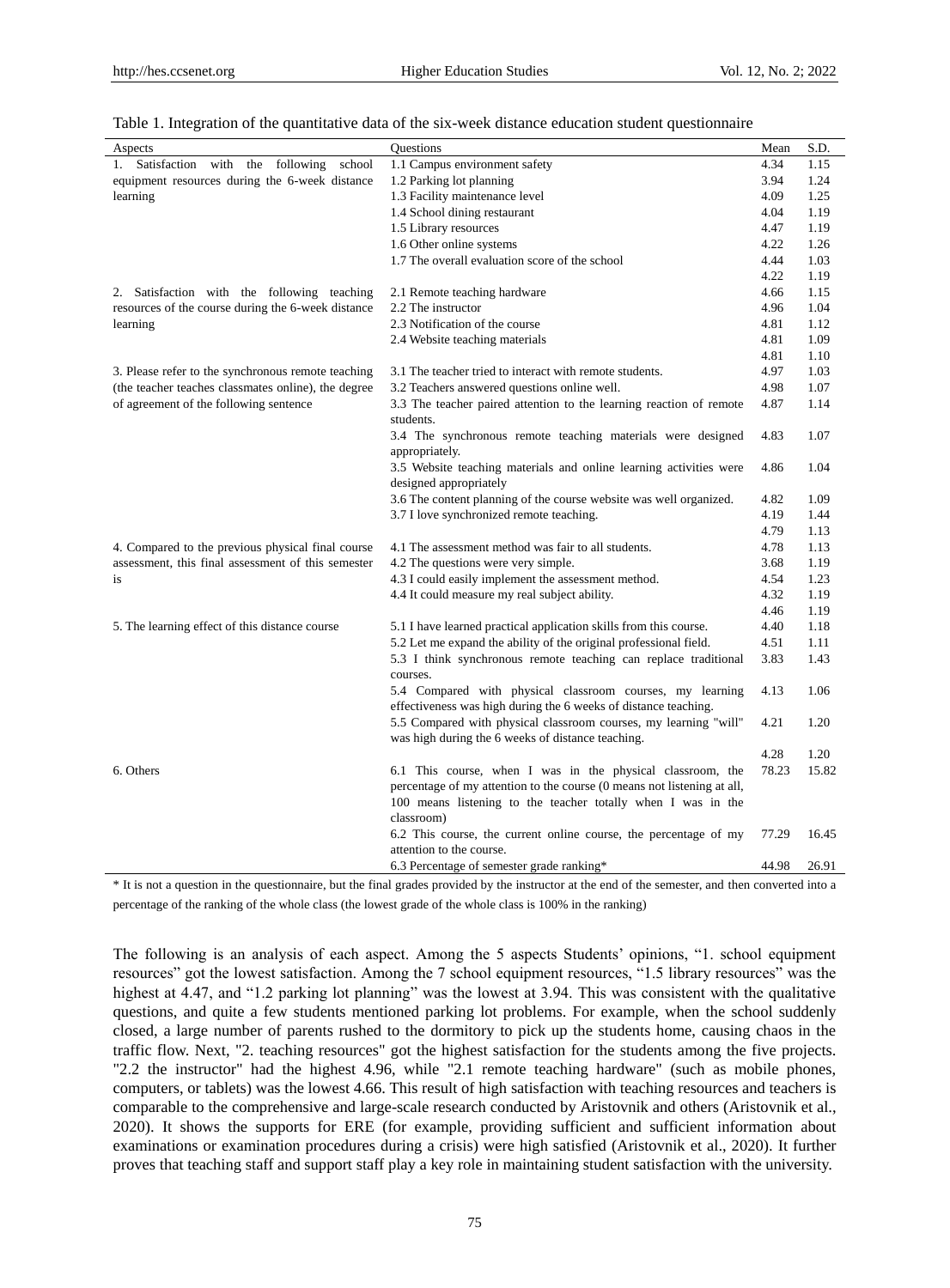Table 1. Integration of the quantitative data of the six-week distance education student questionnaire

| Aspects | Questions | Mean | S.D. |
|---|---|---|---|
| 1. Satisfaction with the following school equipment resources during the 6-week distance learning | 1.1 Campus environment safety | 4.34 | 1.15 |
| | 1.2 Parking lot planning | 3.94 | 1.24 |
| | 1.3 Facility maintenance level | 4.09 | 1.25 |
| | 1.4 School dining restaurant | 4.04 | 1.19 |
| | 1.5 Library resources | 4.47 | 1.19 |
| | 1.6 Other online systems | 4.22 | 1.26 |
| | 1.7 The overall evaluation score of the school | 4.44 | 1.03 |
| | | 4.22 | 1.19 |
| 2. Satisfaction with the following teaching resources of the course during the 6-week distance learning | 2.1 Remote teaching hardware | 4.66 | 1.15 |
| | 2.2 The instructor | 4.96 | 1.04 |
| | 2.3 Notification of the course | 4.81 | 1.12 |
| | 2.4 Website teaching materials | 4.81 | 1.09 |
| | | 4.81 | 1.10 |
| 3. Please refer to the synchronous remote teaching (the teacher teaches classmates online), the degree of agreement of the following sentence | 3.1 The teacher tried to interact with remote students. | 4.97 | 1.03 |
| | 3.2 Teachers answered questions online well. | 4.98 | 1.07 |
| | 3.3 The teacher paired attention to the learning reaction of remote students. | 4.87 | 1.14 |
| | 3.4 The synchronous remote teaching materials were designed appropriately. | 4.83 | 1.07 |
| | 3.5 Website teaching materials and online learning activities were designed appropriately | 4.86 | 1.04 |
| | 3.6 The content planning of the course website was well organized. | 4.82 | 1.09 |
| | 3.7 I love synchronized remote teaching. | 4.19 | 1.44 |
| | | 4.79 | 1.13 |
| 4. Compared to the previous physical final course assessment, this final assessment of this semester is | 4.1 The assessment method was fair to all students. | 4.78 | 1.13 |
| | 4.2 The questions were very simple. | 3.68 | 1.19 |
| | 4.3 I could easily implement the assessment method. | 4.54 | 1.23 |
| | 4.4 It could measure my real subject ability. | 4.32 | 1.19 |
| | | 4.46 | 1.19 |
| 5. The learning effect of this distance course | 5.1 I have learned practical application skills from this course. | 4.40 | 1.18 |
| | 5.2 Let me expand the ability of the original professional field. | 4.51 | 1.11 |
| | 5.3 I think synchronous remote teaching can replace traditional courses. | 3.83 | 1.43 |
| | 5.4 Compared with physical classroom courses, my learning effectiveness was high during the 6 weeks of distance teaching. | 4.13 | 1.06 |
| | 5.5 Compared with physical classroom courses, my learning "will" was high during the 6 weeks of distance teaching. | 4.21 | 1.20 |
| | | 4.28 | 1.20 |
| 6. Others | 6.1 This course, when I was in the physical classroom, the percentage of my attention to the course (0 means not listening at all, 100 means listening to the teacher totally when I was in the classroom) | 78.23 | 15.82 |
| | 6.2 This course, the current online course, the percentage of my attention to the course. | 77.29 | 16.45 |
| | 6.3 Percentage of semester grade ranking* | 44.98 | 26.91 |

\* It is not a question in the questionnaire, but the final grades provided by the instructor at the end of the semester, and then converted into a percentage of the ranking of the whole class (the lowest grade of the whole class is 100% in the ranking)

The following is an analysis of each aspect. Among the 5 aspects Students' opinions, "1. school equipment resources" got the lowest satisfaction. Among the 7 school equipment resources, "1.5 library resources" was the highest at 4.47, and "1.2 parking lot planning" was the lowest at 3.94. This was consistent with the qualitative questions, and quite a few students mentioned parking lot problems. For example, when the school suddenly closed, a large number of parents rushed to the dormitory to pick up the students home, causing chaos in the traffic flow. Next, "2. teaching resources" got the highest satisfaction for the students among the five projects. "2.2 the instructor" had the highest 4.96, while "2.1 remote teaching hardware" (such as mobile phones, computers, or tablets) was the lowest 4.66. This result of high satisfaction with teaching resources and teachers is comparable to the comprehensive and large-scale research conducted by Aristovnik and others (Aristovnik et al., 2020). It shows the supports for ERE (for example, providing sufficient and sufficient information about examinations or examination procedures during a crisis) were high satisfied (Aristovnik et al., 2020). It further proves that teaching staff and support staff play a key role in maintaining student satisfaction with the university.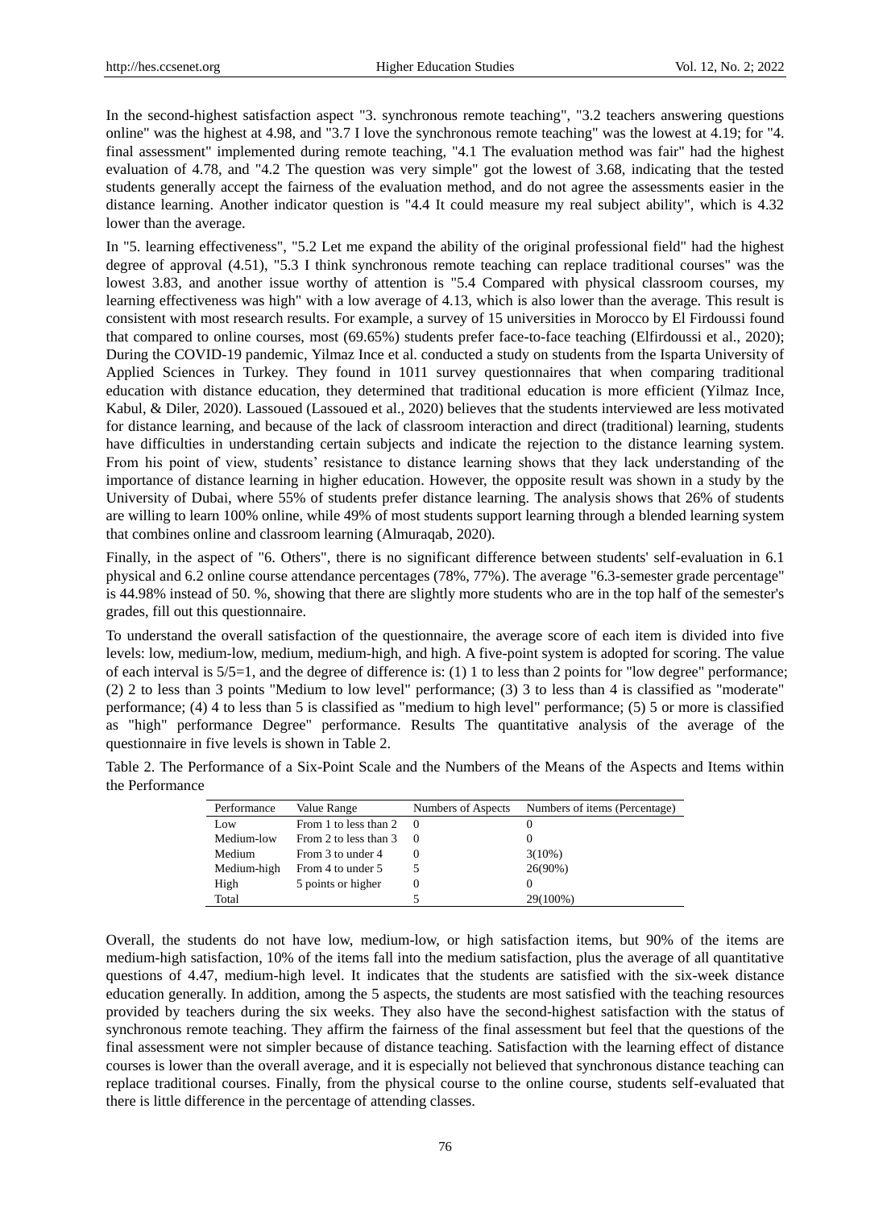In the second-highest satisfaction aspect "3. synchronous remote teaching", "3.2 teachers answering questions online" was the highest at 4.98, and "3.7 I love the synchronous remote teaching" was the lowest at 4.19; for "4. final assessment" implemented during remote teaching, "4.1 The evaluation method was fair" had the highest evaluation of 4.78, and "4.2 The question was very simple" got the lowest of 3.68, indicating that the tested students generally accept the fairness of the evaluation method, and do not agree the assessments easier in the distance learning. Another indicator question is "4.4 It could measure my real subject ability", which is 4.32 lower than the average.

In "5. learning effectiveness", "5.2 Let me expand the ability of the original professional field" had the highest degree of approval (4.51), "5.3 I think synchronous remote teaching can replace traditional courses" was the lowest 3.83, and another issue worthy of attention is "5.4 Compared with physical classroom courses, my learning effectiveness was high" with a low average of 4.13, which is also lower than the average. This result is consistent with most research results. For example, a survey of 15 universities in Morocco by El Firdoussi found that compared to online courses, most (69.65%) students prefer face-to-face teaching (Elfirdoussi et al., 2020); During the COVID-19 pandemic, Yilmaz Ince et al. conducted a study on students from the Isparta University of Applied Sciences in Turkey. They found in 1011 survey questionnaires that when comparing traditional education with distance education, they determined that traditional education is more efficient (Yilmaz Ince, Kabul, & Diler, 2020). Lassoued (Lassoued et al., 2020) believes that the students interviewed are less motivated for distance learning, and because of the lack of classroom interaction and direct (traditional) learning, students have difficulties in understanding certain subjects and indicate the rejection to the distance learning system. From his point of view, students' resistance to distance learning shows that they lack understanding of the importance of distance learning in higher education. However, the opposite result was shown in a study by the University of Dubai, where 55% of students prefer distance learning. The analysis shows that 26% of students are willing to learn 100% online, while 49% of most students support learning through a blended learning system that combines online and classroom learning (Almuraqab, 2020).

Finally, in the aspect of "6. Others", there is no significant difference between students' self-evaluation in 6.1 physical and 6.2 online course attendance percentages (78%, 77%). The average "6.3-semester grade percentage" is 44.98% instead of 50. %, showing that there are slightly more students who are in the top half of the semester's grades, fill out this questionnaire.

To understand the overall satisfaction of the questionnaire, the average score of each item is divided into five levels: low, medium-low, medium, medium-high, and high. A five-point system is adopted for scoring. The value of each interval is 5/5=1, and the degree of difference is: (1) 1 to less than 2 points for "low degree" performance; (2) 2 to less than 3 points "Medium to low level" performance; (3) 3 to less than 4 is classified as "moderate" performance; (4) 4 to less than 5 is classified as "medium to high level" performance; (5) 5 or more is classified as "high" performance Degree" performance. Results The quantitative analysis of the average of the questionnaire in five levels is shown in Table 2.

Table 2. The Performance of a Six-Point Scale and the Numbers of the Means of the Aspects and Items within the Performance

| Performance | Value Range | Numbers of Aspects | Numbers of items (Percentage) |
|---|---|---|---|
| Low | From 1 to less than 2 | 0 | 0 |
| Medium-low | From 2 to less than 3 | 0 | 0 |
| Medium | From 3 to under 4 | 0 | 3(10%) |
| Medium-high | From 4 to under 5 | 5 | 26(90%) |
| High | 5 points or higher | 0 | 0 |
| Total | | 5 | 29(100%) |

Overall, the students do not have low, medium-low, or high satisfaction items, but 90% of the items are medium-high satisfaction, 10% of the items fall into the medium satisfaction, plus the average of all quantitative questions of 4.47, medium-high level. It indicates that the students are satisfied with the six-week distance education generally. In addition, among the 5 aspects, the students are most satisfied with the teaching resources provided by teachers during the six weeks. They also have the second-highest satisfaction with the status of synchronous remote teaching. They affirm the fairness of the final assessment but feel that the questions of the final assessment were not simpler because of distance teaching. Satisfaction with the learning effect of distance courses is lower than the overall average, and it is especially not believed that synchronous distance teaching can replace traditional courses. Finally, from the physical course to the online course, students self-evaluated that there is little difference in the percentage of attending classes.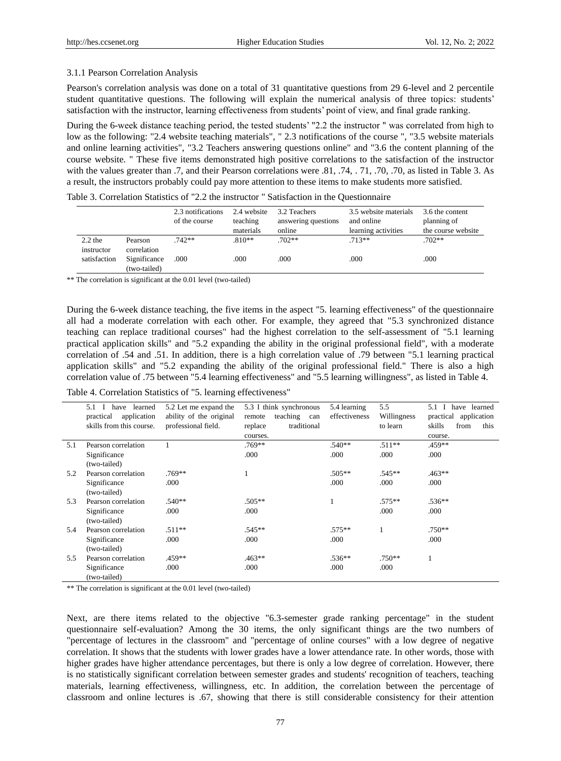3.1.1 Pearson Correlation Analysis

Pearson's correlation analysis was done on a total of 31 quantitative questions from 29 6-level and 2 percentile student quantitative questions. The following will explain the numerical analysis of three topics: students' satisfaction with the instructor, learning effectiveness from students' point of view, and final grade ranking.

During the 6-week distance teaching period, the tested students' "2.2 the instructor " was correlated from high to low as the following: "2.4 website teaching materials", " 2.3 notifications of the course ", "3.5 website materials and online learning activities", "3.2 Teachers answering questions online" and "3.6 the content planning of the course website. " These five items demonstrated high positive correlations to the satisfaction of the instructor with the values greater than .7, and their Pearson correlations were .81, .74, . 71, .70, .70, as listed in Table 3. As a result, the instructors probably could pay more attention to these items to make students more satisfied.

Table 3. Correlation Statistics of "2.2 the instructor " Satisfaction in the Questionnaire

| | | 2.3 notifications of the course | 2.4 website teaching materials | 3.2 Teachers answering questions online | 3.5 website materials and online learning activities | 3.6 the content planning of the course website |
|---|---|---|---|---|---|---|
| 2.2 the instructor satisfaction | Pearson correlation | .742** | .810** | .702** | .713** | .702** |
| | Significance (two-tailed) | .000 | .000 | .000 | .000 | .000 |

** The correlation is significant at the 0.01 level (two-tailed)

During the 6-week distance teaching, the five items in the aspect "5. learning effectiveness" of the questionnaire all had a moderate correlation with each other. For example, they agreed that "5.3 synchronized distance teaching can replace traditional courses" had the highest correlation to the self-assessment of "5.1 learning practical application skills" and "5.2 expanding the ability in the original professional field", with a moderate correlation of .54 and .51. In addition, there is a high correlation value of .79 between "5.1 learning practical application skills" and "5.2 expanding the ability of the original professional field." There is also a high correlation value of .75 between "5.4 learning effectiveness" and "5.5 learning willingness", as listed in Table 4.

Table 4. Correlation Statistics of "5. learning effectiveness"

| | | 5.1 I have learned practical application skills from this course. | 5.2 Let me expand the ability of the original professional field. | 5.3 I think synchronous remote teaching can replace traditional courses. | 5.4 learning effectiveness | 5.5 Willingness to learn |
|---|---|---|---|---|---|---|
| 5.1 | Pearson correlation | 1 | .769** | .540** | .511** | .459** |
| | Significance (two-tailed) | | .000 | .000 | .000 | .000 |
| 5.2 | Pearson correlation | .769** | 1 | .505** | .545** | .463** |
| | Significance (two-tailed) | .000 | | .000 | .000 | .000 |
| 5.3 | Pearson correlation | .540** | .505** | 1 | .575** | .536** |
| | Significance (two-tailed) | .000 | .000 | | .000 | .000 |
| 5.4 | Pearson correlation | .511** | .545** | .575** | 1 | .750** |
| | Significance (two-tailed) | .000 | .000 | .000 | | .000 |
| 5.5 | Pearson correlation | .459** | .463** | .536** | .750** | 1 |
| | Significance (two-tailed) | .000 | .000 | .000 | .000 | |

** The correlation is significant at the 0.01 level (two-tailed)

Next, are there items related to the objective "6.3-semester grade ranking percentage" in the student questionnaire self-evaluation? Among the 30 items, the only significant things are the two numbers of "percentage of lectures in the classroom" and "percentage of online courses" with a low degree of negative correlation. It shows that the students with lower grades have a lower attendance rate. In other words, those with higher grades have higher attendance percentages, but there is only a low degree of correlation. However, there is no statistically significant correlation between semester grades and students' recognition of teachers, teaching materials, learning effectiveness, willingness, etc. In addition, the correlation between the percentage of classroom and online lectures is .67, showing that there is still considerable consistency for their attention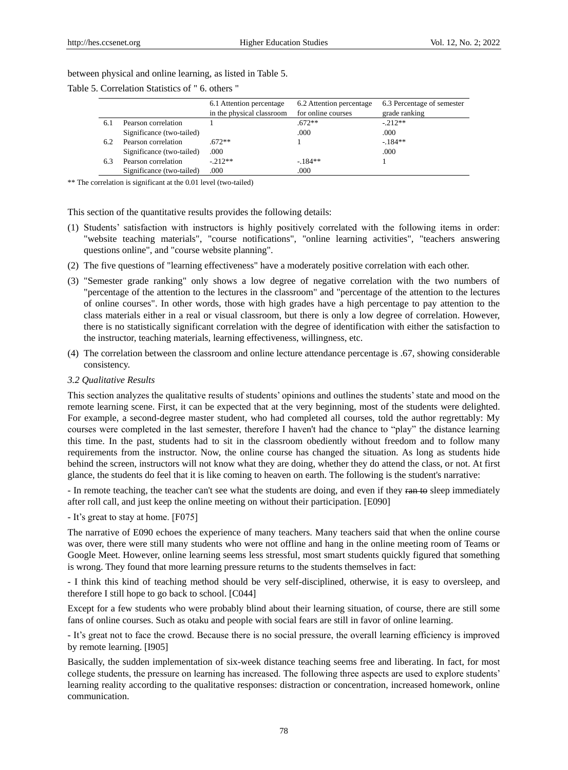between physical and online learning, as listed in Table 5.

Table 5. Correlation Statistics of " 6. others "

| | | 6.1 Attention percentage in the physical classroom | 6.2 Attention percentage for online courses | 6.3 Percentage of semester grade ranking |
|---|---|---|---|---|
| 6.1 | Pearson correlation | 1 | .672** | -.212** |
| | Significance (two-tailed) | | .000 | .000 |
| 6.2 | Pearson correlation | .672** | 1 | -.184** |
| | Significance (two-tailed) | .000 | | .000 |
| 6.3 | Pearson correlation | -.212** | -.184** | 1 |
| | Significance (two-tailed) | .000 | .000 | |

** The correlation is significant at the 0.01 level (two-tailed)

This section of the quantitative results provides the following details:

(1) Students' satisfaction with instructors is highly positively correlated with the following items in order: "website teaching materials", "course notifications", "online learning activities", "teachers answering questions online", and "course website planning".

(2) The five questions of "learning effectiveness" have a moderately positive correlation with each other.

(3) "Semester grade ranking" only shows a low degree of negative correlation with the two numbers of "percentage of the attention to the lectures in the classroom" and "percentage of the attention to the lectures of online courses". In other words, those with high grades have a high percentage to pay attention to the class materials either in a real or visual classroom, but there is only a low degree of correlation. However, there is no statistically significant correlation with the degree of identification with either the satisfaction to the instructor, teaching materials, learning effectiveness, willingness, etc.

(4) The correlation between the classroom and online lecture attendance percentage is .67, showing considerable consistency.

### *3.2 Qualitative Results*

This section analyzes the qualitative results of students' opinions and outlines the students' state and mood on the remote learning scene. First, it can be expected that at the very beginning, most of the students were delighted. For example, a second-degree master student, who had completed all courses, told the author regrettably: My courses were completed in the last semester, therefore I haven't had the chance to "play" the distance learning this time. In the past, students had to sit in the classroom obediently without freedom and to follow many requirements from the instructor. Now, the online course has changed the situation. As long as students hide behind the screen, instructors will not know what they are doing, whether they do attend the class, or not. At first glance, the students do feel that it is like coming to heaven on earth. The following is the student's narrative:

- In remote teaching, the teacher can't see what the students are doing, and even if they ~~ran to~~ sleep immediately after roll call, and just keep the online meeting on without their participation. [E090]

- It's great to stay at home. [F075]

The narrative of E090 echoes the experience of many teachers. Many teachers said that when the online course was over, there were still many students who were not offline and hang in the online meeting room of Teams or Google Meet. However, online learning seems less stressful, most smart students quickly figured that something is wrong. They found that more learning pressure returns to the students themselves in fact:

- I think this kind of teaching method should be very self-disciplined, otherwise, it is easy to oversleep, and therefore I still hope to go back to school. [C044]

Except for a few students who were probably blind about their learning situation, of course, there are still some fans of online courses. Such as otaku and people with social fears are still in favor of online learning.

- It's great not to face the crowd. Because there is no social pressure, the overall learning efficiency is improved by remote learning. [I905]

Basically, the sudden implementation of six-week distance teaching seems free and liberating. In fact, for most college students, the pressure on learning has increased. The following three aspects are used to explore students' learning reality according to the qualitative responses: distraction or concentration, increased homework, online communication.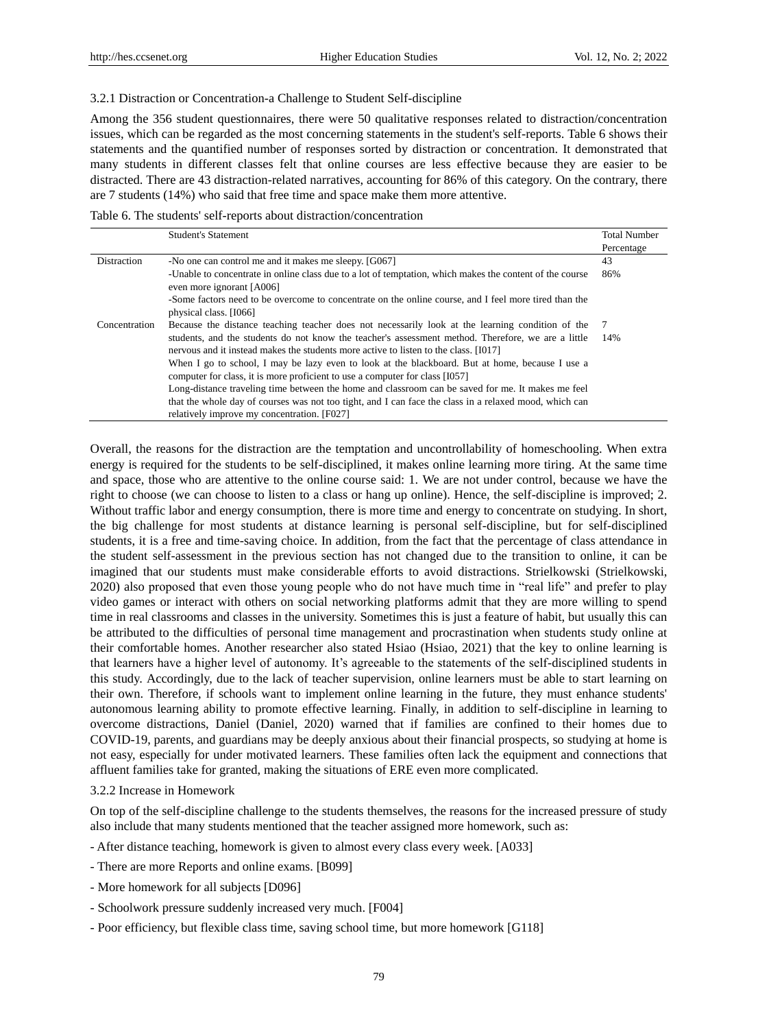#### 3.2.1 Distraction or Concentration-a Challenge to Student Self-discipline

Among the 356 student questionnaires, there were 50 qualitative responses related to distraction/concentration issues, which can be regarded as the most concerning statements in the student's self-reports. Table 6 shows their statements and the quantified number of responses sorted by distraction or concentration. It demonstrated that many students in different classes felt that online courses are less effective because they are easier to be distracted. There are 43 distraction-related narratives, accounting for 86% of this category. On the contrary, there are 7 students (14%) who said that free time and space make them more attentive.

Table 6. The students' self-reports about distraction/concentration

| | Student's Statement | Total Number Percentage |
|---|---|---|
| Distraction | -No one can control me and it makes me sleepy. [G067]<br>-Unable to concentrate in online class due to a lot of temptation, which makes the content of the course even more ignorant [A006]<br>-Some factors need to be overcome to concentrate on the online course, and I feel more tired than the physical class. [I066] | 43<br>86% |
| Concentration | Because the distance teaching teacher does not necessarily look at the learning condition of the students, and the students do not know the teacher's assessment method. Therefore, we are a little nervous and it instead makes the students more active to listen to the class. [I017]<br>When I go to school, I may be lazy even to look at the blackboard. But at home, because I use a computer for class, it is more proficient to use a computer for class [I057]<br>Long-distance traveling time between the home and classroom can be saved for me. It makes me feel that the whole day of courses was not too tight, and I can face the class in a relaxed mood, which can relatively improve my concentration. [F027] | 7<br>14% |

Overall, the reasons for the distraction are the temptation and uncontrollability of homeschooling. When extra energy is required for the students to be self-disciplined, it makes online learning more tiring. At the same time and space, those who are attentive to the online course said: 1. We are not under control, because we have the right to choose (we can choose to listen to a class or hang up online). Hence, the self-discipline is improved; 2. Without traffic labor and energy consumption, there is more time and energy to concentrate on studying. In short, the big challenge for most students at distance learning is personal self-discipline, but for self-disciplined students, it is a free and time-saving choice. In addition, from the fact that the percentage of class attendance in the student self-assessment in the previous section has not changed due to the transition to online, it can be imagined that our students must make considerable efforts to avoid distractions. Strielkowski (Strielkowski, 2020) also proposed that even those young people who do not have much time in "real life" and prefer to play video games or interact with others on social networking platforms admit that they are more willing to spend time in real classrooms and classes in the university. Sometimes this is just a feature of habit, but usually this can be attributed to the difficulties of personal time management and procrastination when students study online at their comfortable homes. Another researcher also stated Hsiao (Hsiao, 2021) that the key to online learning is that learners have a higher level of autonomy. It's agreeable to the statements of the self-disciplined students in this study. Accordingly, due to the lack of teacher supervision, online learners must be able to start learning on their own. Therefore, if schools want to implement online learning in the future, they must enhance students' autonomous learning ability to promote effective learning. Finally, in addition to self-discipline in learning to overcome distractions, Daniel (Daniel, 2020) warned that if families are confined to their homes due to COVID-19, parents, and guardians may be deeply anxious about their financial prospects, so studying at home is not easy, especially for under motivated learners. These families often lack the equipment and connections that affluent families take for granted, making the situations of ERE even more complicated.

#### 3.2.2 Increase in Homework

On top of the self-discipline challenge to the students themselves, the reasons for the increased pressure of study also include that many students mentioned that the teacher assigned more homework, such as:

- After distance teaching, homework is given to almost every class every week. [A033]
- There are more Reports and online exams. [B099]
- More homework for all subjects [D096]
- Schoolwork pressure suddenly increased very much. [F004]
- Poor efficiency, but flexible class time, saving school time, but more homework [G118]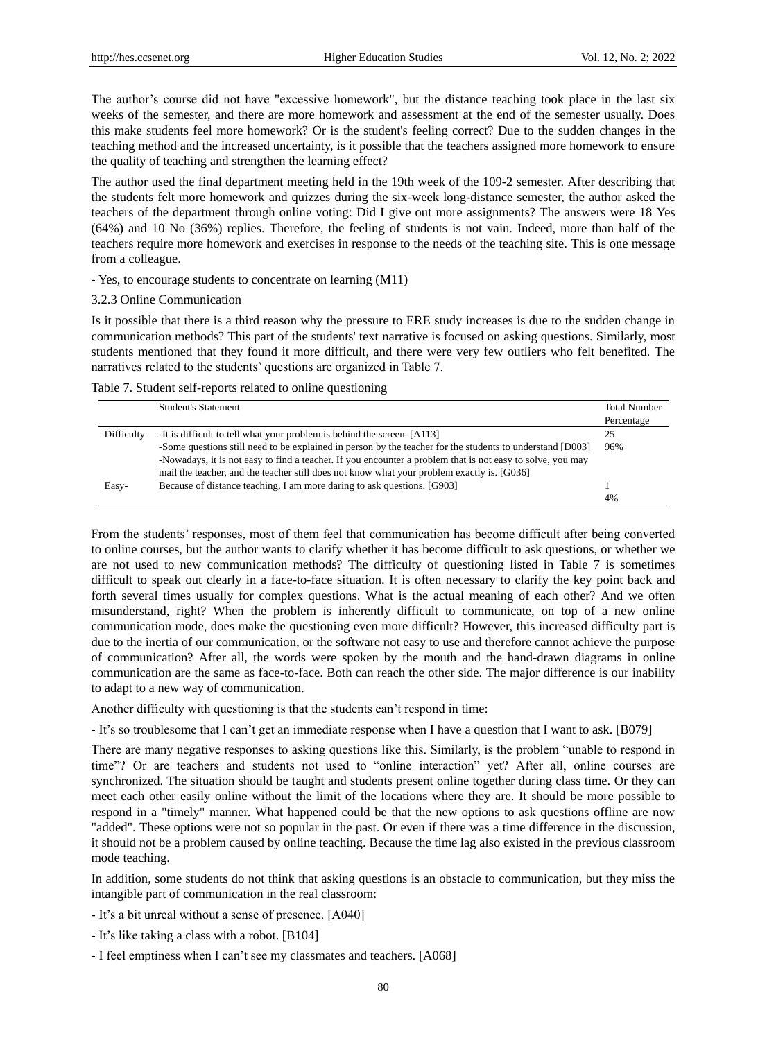The author's course did not have "excessive homework", but the distance teaching took place in the last six weeks of the semester, and there are more homework and assessment at the end of the semester usually. Does this make students feel more homework? Or is the student's feeling correct? Due to the sudden changes in the teaching method and the increased uncertainty, is it possible that the teachers assigned more homework to ensure the quality of teaching and strengthen the learning effect?

The author used the final department meeting held in the 19th week of the 109-2 semester. After describing that the students felt more homework and quizzes during the six-week long-distance semester, the author asked the teachers of the department through online voting: Did I give out more assignments? The answers were 18 Yes (64%) and 10 No (36%) replies. Therefore, the feeling of students is not vain. Indeed, more than half of the teachers require more homework and exercises in response to the needs of the teaching site. This is one message from a colleague.

- Yes, to encourage students to concentrate on learning (M11)

### 3.2.3 Online Communication

Is it possible that there is a third reason why the pressure to ERE study increases is due to the sudden change in communication methods? This part of the students' text narrative is focused on asking questions. Similarly, most students mentioned that they found it more difficult, and there were very few outliers who felt benefited. The narratives related to the students' questions are organized in Table 7.

Table 7. Student self-reports related to online questioning

| | Student's Statement | Total Number Percentage |
|---|---|---|
| Difficulty | -It is difficult to tell what your problem is behind the screen. [A113]<br>-Some questions still need to be explained in person by the teacher for the students to understand [D003]<br>-Nowadays, it is not easy to find a teacher. If you encounter a problem that is not easy to solve, you may mail the teacher, and the teacher still does not know what your problem exactly is. [G036] | 25<br>96% |
| Easy- | Because of distance teaching, I am more daring to ask questions. [G903] | 1<br>4% |

From the students' responses, most of them feel that communication has become difficult after being converted to online courses, but the author wants to clarify whether it has become difficult to ask questions, or whether we are not used to new communication methods? The difficulty of questioning listed in Table 7 is sometimes difficult to speak out clearly in a face-to-face situation. It is often necessary to clarify the key point back and forth several times usually for complex questions. What is the actual meaning of each other? And we often misunderstand, right? When the problem is inherently difficult to communicate, on top of a new online communication mode, does make the questioning even more difficult? However, this increased difficulty part is due to the inertia of our communication, or the software not easy to use and therefore cannot achieve the purpose of communication? After all, the words were spoken by the mouth and the hand-drawn diagrams in online communication are the same as face-to-face. Both can reach the other side. The major difference is our inability to adapt to a new way of communication.

Another difficulty with questioning is that the students can't respond in time:

- It's so troublesome that I can't get an immediate response when I have a question that I want to ask. [B079]

There are many negative responses to asking questions like this. Similarly, is the problem "unable to respond in time"? Or are teachers and students not used to "online interaction" yet? After all, online courses are synchronized. The situation should be taught and students present online together during class time. Or they can meet each other easily online without the limit of the locations where they are. It should be more possible to respond in a "timely" manner. What happened could be that the new options to ask questions offline are now "added". These options were not so popular in the past. Or even if there was a time difference in the discussion, it should not be a problem caused by online teaching. Because the time lag also existed in the previous classroom mode teaching.

In addition, some students do not think that asking questions is an obstacle to communication, but they miss the intangible part of communication in the real classroom:

- It's a bit unreal without a sense of presence. [A040]

- It's like taking a class with a robot. [B104]

- I feel emptiness when I can't see my classmates and teachers. [A068]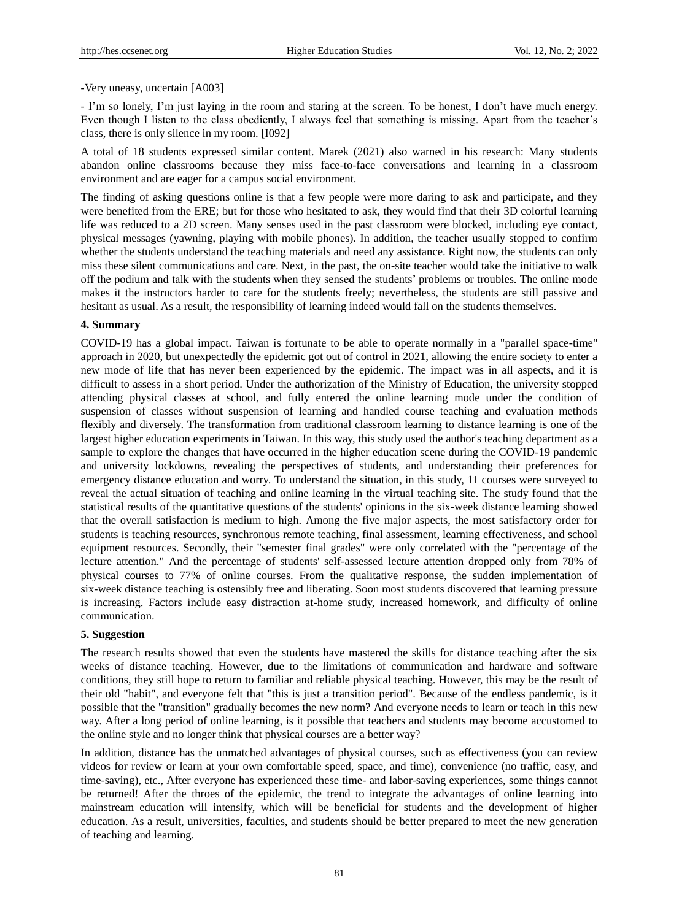-Very uneasy, uncertain [A003]

- I'm so lonely, I'm just laying in the room and staring at the screen. To be honest, I don't have much energy. Even though I listen to the class obediently, I always feel that something is missing. Apart from the teacher's class, there is only silence in my room. [I092]

A total of 18 students expressed similar content. Marek (2021) also warned in his research: Many students abandon online classrooms because they miss face-to-face conversations and learning in a classroom environment and are eager for a campus social environment.

The finding of asking questions online is that a few people were more daring to ask and participate, and they were benefited from the ERE; but for those who hesitated to ask, they would find that their 3D colorful learning life was reduced to a 2D screen. Many senses used in the past classroom were blocked, including eye contact, physical messages (yawning, playing with mobile phones). In addition, the teacher usually stopped to confirm whether the students understand the teaching materials and need any assistance. Right now, the students can only miss these silent communications and care. Next, in the past, the on-site teacher would take the initiative to walk off the podium and talk with the students when they sensed the students' problems or troubles. The online mode makes it the instructors harder to care for the students freely; nevertheless, the students are still passive and hesitant as usual. As a result, the responsibility of learning indeed would fall on the students themselves.

## 4. Summary

COVID-19 has a global impact. Taiwan is fortunate to be able to operate normally in a "parallel space-time" approach in 2020, but unexpectedly the epidemic got out of control in 2021, allowing the entire society to enter a new mode of life that has never been experienced by the epidemic. The impact was in all aspects, and it is difficult to assess in a short period. Under the authorization of the Ministry of Education, the university stopped attending physical classes at school, and fully entered the online learning mode under the condition of suspension of classes without suspension of learning and handled course teaching and evaluation methods flexibly and diversely. The transformation from traditional classroom learning to distance learning is one of the largest higher education experiments in Taiwan. In this way, this study used the author's teaching department as a sample to explore the changes that have occurred in the higher education scene during the COVID-19 pandemic and university lockdowns, revealing the perspectives of students, and understanding their preferences for emergency distance education and worry. To understand the situation, in this study, 11 courses were surveyed to reveal the actual situation of teaching and online learning in the virtual teaching site. The study found that the statistical results of the quantitative questions of the students' opinions in the six-week distance learning showed that the overall satisfaction is medium to high. Among the five major aspects, the most satisfactory order for students is teaching resources, synchronous remote teaching, final assessment, learning effectiveness, and school equipment resources. Secondly, their "semester final grades" were only correlated with the "percentage of the lecture attention." And the percentage of students' self-assessed lecture attention dropped only from 78% of physical courses to 77% of online courses. From the qualitative response, the sudden implementation of six-week distance teaching is ostensibly free and liberating. Soon most students discovered that learning pressure is increasing. Factors include easy distraction at-home study, increased homework, and difficulty of online communication.

## 5. Suggestion

The research results showed that even the students have mastered the skills for distance teaching after the six weeks of distance teaching. However, due to the limitations of communication and hardware and software conditions, they still hope to return to familiar and reliable physical teaching. However, this may be the result of their old "habit", and everyone felt that "this is just a transition period". Because of the endless pandemic, is it possible that the "transition" gradually becomes the new norm? And everyone needs to learn or teach in this new way. After a long period of online learning, is it possible that teachers and students may become accustomed to the online style and no longer think that physical courses are a better way?

In addition, distance has the unmatched advantages of physical courses, such as effectiveness (you can review videos for review or learn at your own comfortable speed, space, and time), convenience (no traffic, easy, and time-saving), etc., After everyone has experienced these time- and labor-saving experiences, some things cannot be returned! After the throes of the epidemic, the trend to integrate the advantages of online learning into mainstream education will intensify, which will be beneficial for students and the development of higher education. As a result, universities, faculties, and students should be better prepared to meet the new generation of teaching and learning.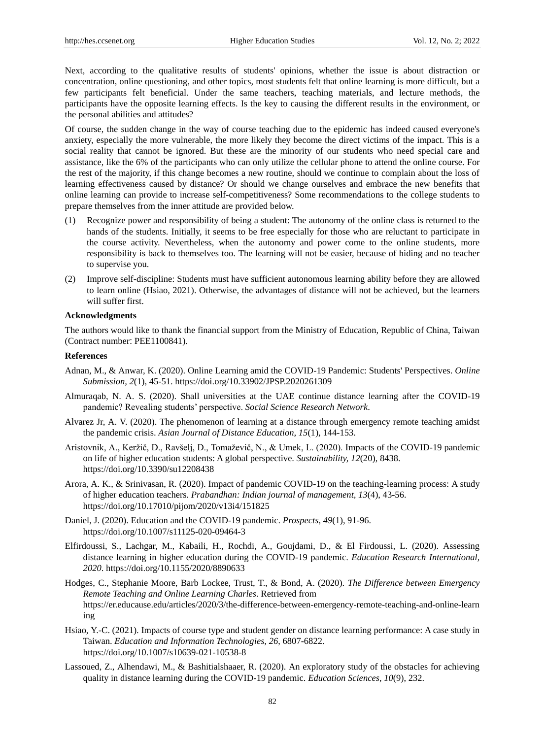Next, according to the qualitative results of students' opinions, whether the issue is about distraction or concentration, online questioning, and other topics, most students felt that online learning is more difficult, but a few participants felt beneficial. Under the same teachers, teaching materials, and lecture methods, the participants have the opposite learning effects. Is the key to causing the different results in the environment, or the personal abilities and attitudes?

Of course, the sudden change in the way of course teaching due to the epidemic has indeed caused everyone's anxiety, especially the more vulnerable, the more likely they become the direct victims of the impact. This is a social reality that cannot be ignored. But these are the minority of our students who need special care and assistance, like the 6% of the participants who can only utilize the cellular phone to attend the online course. For the rest of the majority, if this change becomes a new routine, should we continue to complain about the loss of learning effectiveness caused by distance? Or should we change ourselves and embrace the new benefits that online learning can provide to increase self-competitiveness? Some recommendations to the college students to prepare themselves from the inner attitude are provided below.

(1) Recognize power and responsibility of being a student: The autonomy of the online class is returned to the hands of the students. Initially, it seems to be free especially for those who are reluctant to participate in the course activity. Nevertheless, when the autonomy and power come to the online students, more responsibility is back to themselves too. The learning will not be easier, because of hiding and no teacher to supervise you.

(2) Improve self-discipline: Students must have sufficient autonomous learning ability before they are allowed to learn online (Hsiao, 2021). Otherwise, the advantages of distance will not be achieved, but the learners will suffer first.

**Acknowledgments**

The authors would like to thank the financial support from the Ministry of Education, Republic of China, Taiwan (Contract number: PEE1100841).

**References**

Adnan, M., & Anwar, K. (2020). Online Learning amid the COVID-19 Pandemic: Students' Perspectives. *Online Submission, 2*(1), 45-51. https://doi.org/10.33902/JPSP.2020261309

Almuraqab, N. A. S. (2020). Shall universities at the UAE continue distance learning after the COVID-19 pandemic? Revealing students' perspective. *Social Science Research Network*.

Alvarez Jr, A. V. (2020). The phenomenon of learning at a distance through emergency remote teaching amidst the pandemic crisis. *Asian Journal of Distance Education, 15*(1), 144-153.

Aristovnik, A., Keržič, D., Ravšelj, D., Tomaževič, N., & Umek, L. (2020). Impacts of the COVID-19 pandemic on life of higher education students: A global perspective. *Sustainability, 12*(20), 8438. https://doi.org/10.3390/su12208438

Arora, A. K., & Srinivasan, R. (2020). Impact of pandemic COVID-19 on the teaching-learning process: A study of higher education teachers. *Prabandhan: Indian journal of management, 13*(4), 43-56. https://doi.org/10.17010/pijom/2020/v13i4/151825

Daniel, J. (2020). Education and the COVID-19 pandemic. *Prospects, 49*(1), 91-96. https://doi.org/10.1007/s11125-020-09464-3

Elfirdoussi, S., Lachgar, M., Kabaili, H., Rochdi, A., Goujdami, D., & El Firdoussi, L. (2020). Assessing distance learning in higher education during the COVID-19 pandemic. *Education Research International, 2020*. https://doi.org/10.1155/2020/8890633

Hodges, C., Stephanie Moore, Barb Lockee, Trust, T., & Bond, A. (2020). *The Difference between Emergency Remote Teaching and Online Learning Charles*. Retrieved from https://er.educause.edu/articles/2020/3/the-difference-between-emergency-remote-teaching-and-online-learning

Hsiao, Y.-C. (2021). Impacts of course type and student gender on distance learning performance: A case study in Taiwan. *Education and Information Technologies, 26*, 6807-6822. https://doi.org/10.1007/s10639-021-10538-8

Lassoued, Z., Alhendawi, M., & Bashitialshaaer, R. (2020). An exploratory study of the obstacles for achieving quality in distance learning during the COVID-19 pandemic. *Education Sciences, 10*(9), 232.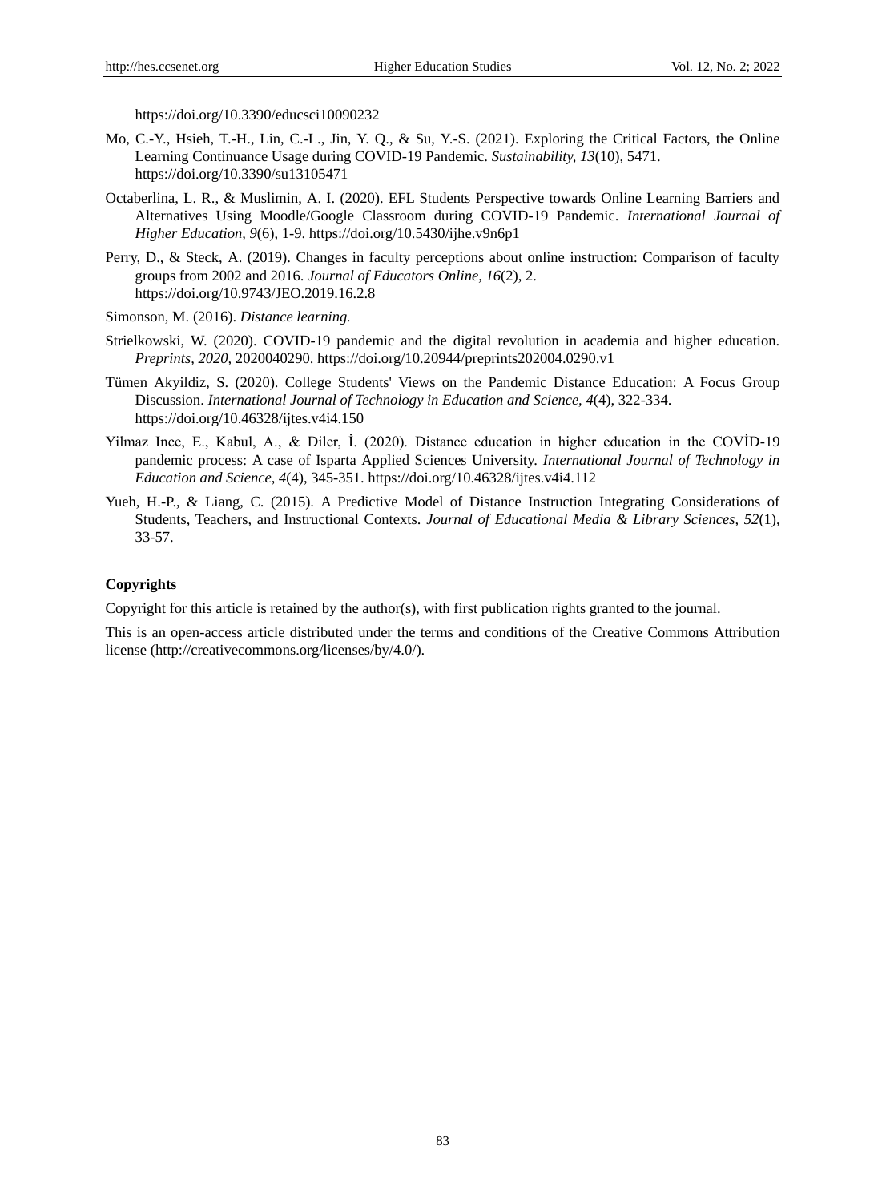https://doi.org/10.3390/educsci10090232

Mo, C.-Y., Hsieh, T.-H., Lin, C.-L., Jin, Y. Q., & Su, Y.-S. (2021). Exploring the Critical Factors, the Online Learning Continuance Usage during COVID-19 Pandemic. *Sustainability, 13*(10), 5471. https://doi.org/10.3390/su13105471

Octaberlina, L. R., & Muslimin, A. I. (2020). EFL Students Perspective towards Online Learning Barriers and Alternatives Using Moodle/Google Classroom during COVID-19 Pandemic. *International Journal of Higher Education, 9*(6), 1-9. https://doi.org/10.5430/ijhe.v9n6p1

Perry, D., & Steck, A. (2019). Changes in faculty perceptions about online instruction: Comparison of faculty groups from 2002 and 2016. *Journal of Educators Online, 16*(2), 2. https://doi.org/10.9743/JEO.2019.16.2.8

Simonson, M. (2016). *Distance learning.*

Strielkowski, W. (2020). COVID-19 pandemic and the digital revolution in academia and higher education. *Preprints, 2020,* 2020040290. https://doi.org/10.20944/preprints202004.0290.v1

Tümen Akyildiz, S. (2020). College Students' Views on the Pandemic Distance Education: A Focus Group Discussion. *International Journal of Technology in Education and Science, 4*(4), 322-334. https://doi.org/10.46328/ijtes.v4i4.150

Yilmaz Ince, E., Kabul, A., & Diler, İ. (2020). Distance education in higher education in the COVİD-19 pandemic process: A case of Isparta Applied Sciences University. *International Journal of Technology in Education and Science, 4*(4), 345-351. https://doi.org/10.46328/ijtes.v4i4.112

Yueh, H.-P., & Liang, C. (2015). A Predictive Model of Distance Instruction Integrating Considerations of Students, Teachers, and Instructional Contexts. *Journal of Educational Media & Library Sciences, 52*(1), 33-57.

**Copyrights**

Copyright for this article is retained by the author(s), with first publication rights granted to the journal.

This is an open-access article distributed under the terms and conditions of the Creative Commons Attribution license (http://creativecommons.org/licenses/by/4.0/).